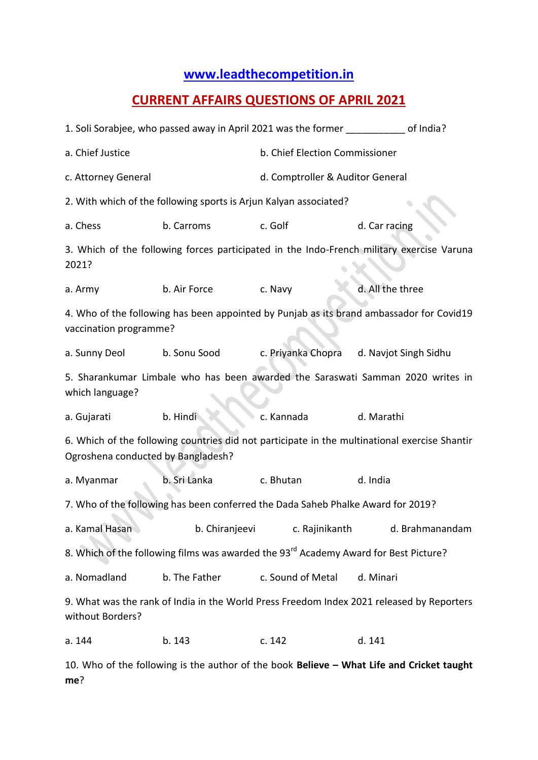## www.leadthecompetition.in

## CURRENT AFFAIRS QUESTIONS OF APRIL 2021

1. Soli Sorabjee, who passed away in April 2021 was the former ___________ of India?

a. Chief Justice
b. Chief Election Commissioner
c. Attorney General
d. Comptroller & Auditor General

2. With which of the following sports is Arjun Kalyan associated?

a. Chess
b. Carroms
c. Golf
d. Car racing

3. Which of the following forces participated in the Indo-French military exercise Varuna 2021?

a. Army
b. Air Force
c. Navy
d. All the three

4. Who of the following has been appointed by Punjab as its brand ambassador for Covid19 vaccination programme?

a. Sunny Deol
b. Sonu Sood
c. Priyanka Chopra
d. Navjot Singh Sidhu

5. Sharankumar Limbale who has been awarded the Saraswati Samman 2020 writes in which language?

a. Gujarati
b. Hindi
c. Kannada
d. Marathi

6. Which of the following countries did not participate in the multinational exercise Shantir Ogroshena conducted by Bangladesh?

a. Myanmar
b. Sri Lanka
c. Bhutan
d. India

7. Who of the following has been conferred the Dada Saheb Phalke Award for 2019?

a. Kamal Hasan
b. Chiranjeevi
c. Rajinikanth
d. Brahmanandam

8. Which of the following films was awarded the 93rd Academy Award for Best Picture?

a. Nomadland
b. The Father
c. Sound of Metal
d. Minari

9. What was the rank of India in the World Press Freedom Index 2021 released by Reporters without Borders?

a. 144
b. 143
c. 142
d. 141

10. Who of the following is the author of the book **Believe – What Life and Cricket taught me**?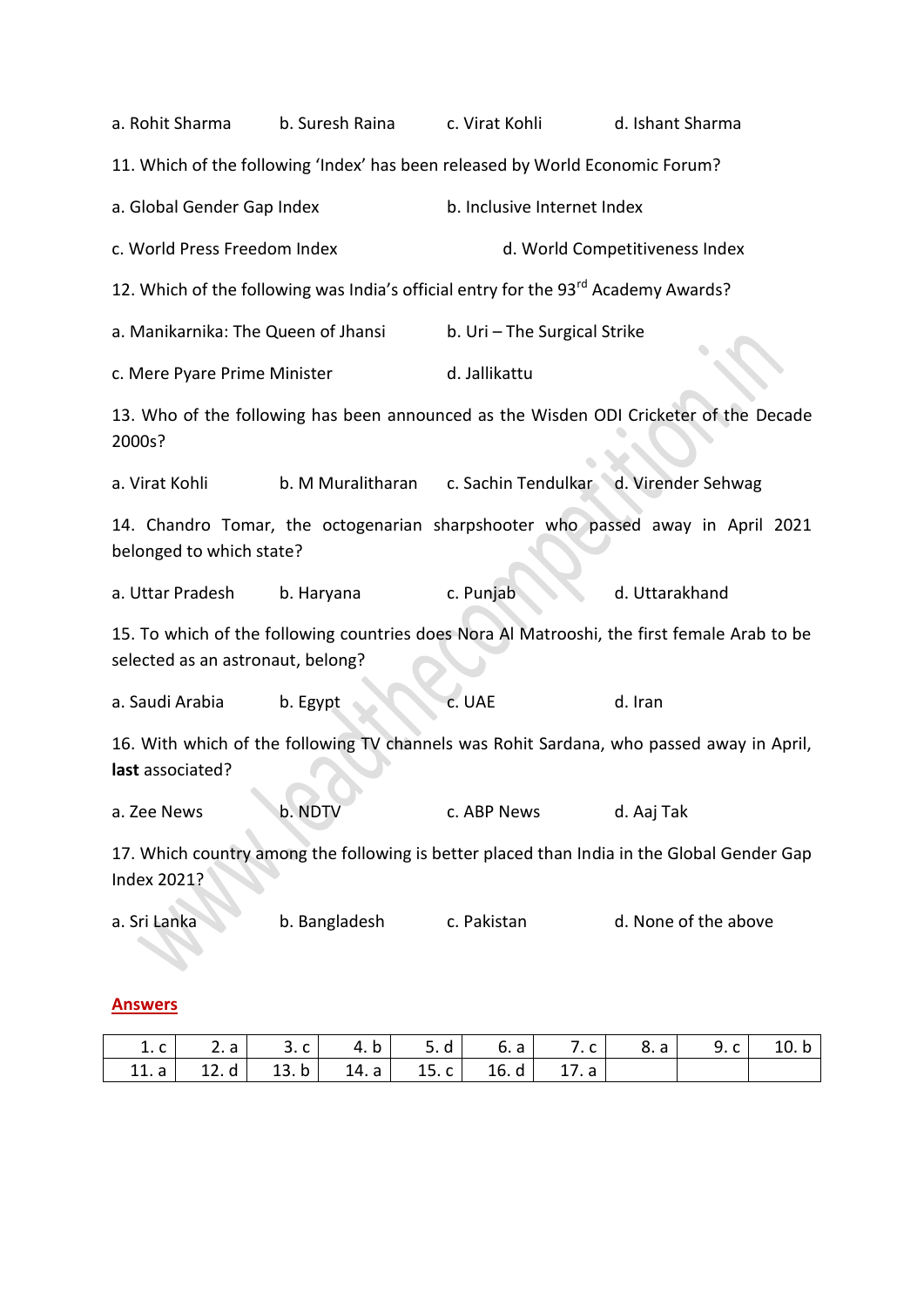a. Rohit Sharma b. Suresh Raina c. Virat Kohli d. Ishant Sharma

11. Which of the following 'Index' has been released by World Economic Forum?

a. Global Gender Gap Index b. Inclusive Internet Index

c. World Press Freedom Index d. World Competitiveness Index

12. Which of the following was India's official entry for the 93rd Academy Awards?

a. Manikarnika: The Queen of Jhansi b. Uri – The Surgical Strike

c. Mere Pyare Prime Minister d. Jallikattu

13. Who of the following has been announced as the Wisden ODI Cricketer of the Decade 2000s?

a. Virat Kohli b. M Muralitharan c. Sachin Tendulkar d. Virender Sehwag

14. Chandro Tomar, the octogenarian sharpshooter who passed away in April 2021 belonged to which state?

a. Uttar Pradesh b. Haryana c. Punjab d. Uttarakhand

15. To which of the following countries does Nora Al Matrooshi, the first female Arab to be selected as an astronaut, belong?

a. Saudi Arabia b. Egypt c. UAE d. Iran

16. With which of the following TV channels was Rohit Sardana, who passed away in April, **last** associated?

a. Zee News b. NDTV c. ABP News d. Aaj Tak

17. Which country among the following is better placed than India in the Global Gender Gap Index 2021?

a. Sri Lanka b. Bangladesh c. Pakistan d. None of the above

## Answers

| | | | | | | | | | |
|---|---|---|---|---|---|---|---|---|---|
| 1. c | 2. a | 3. c | 4. b | 5. d | 6. a | 7. c | 8. a | 9. c | 10. b |
| 11. a | 12. d | 13. b | 14. a | 15. c | 16. d | 17. a | | | |